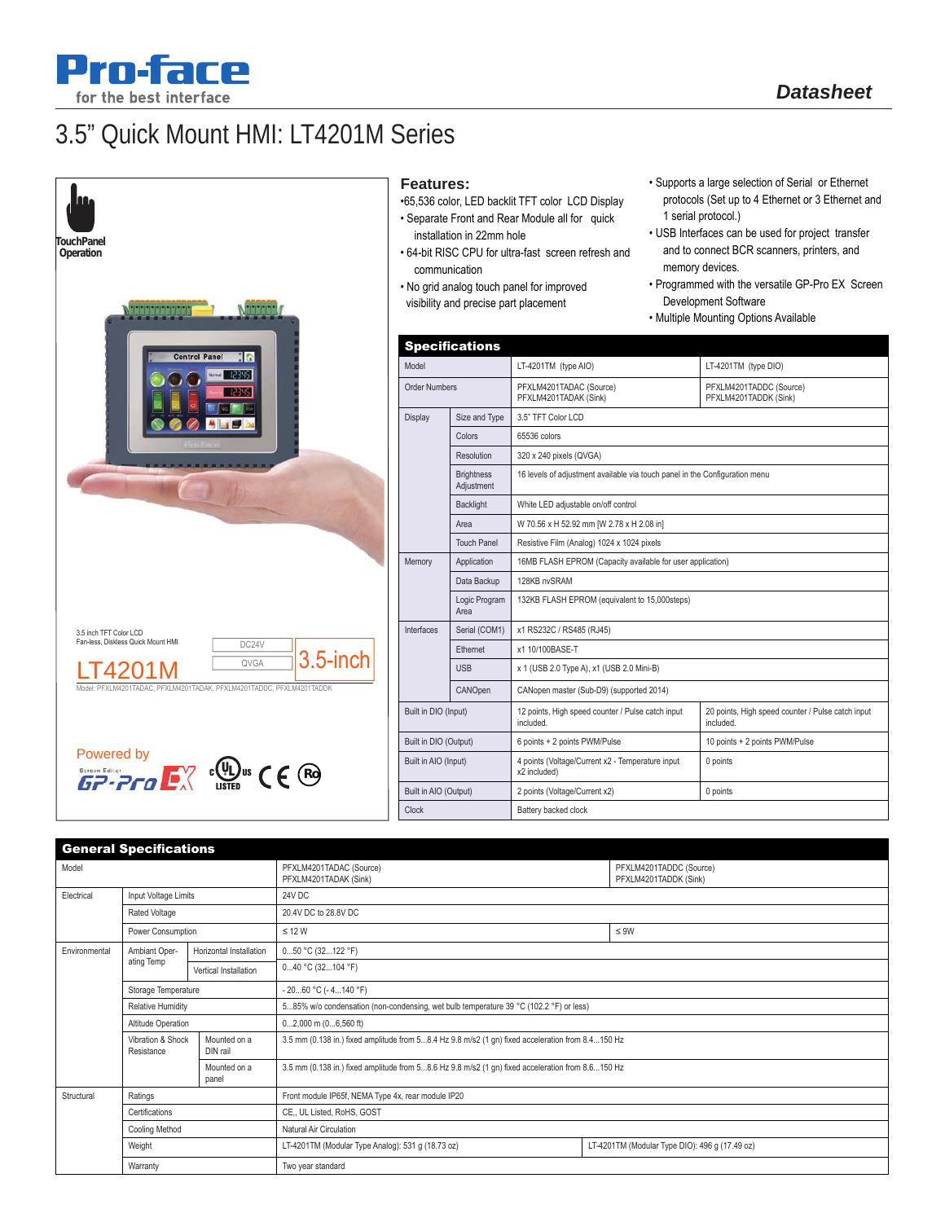Pro-face
for the best interface

Datasheet

# 3.5" Quick Mount HMI: LT4201M Series

TouchPanel Operation

3.5 inch TFT Color LCD
Fan-less, Diskless Quick Mount HMI

DC24V
QVGA
3.5-inch

LT4201M

Model: PFXLM4201TADAC, PFXLM4201TADAK, PFXLM4201TADDC, PFXLM4201TADDK

Powered by GP-Pro EX

## Features:

- 65,536 color, LED backlit TFT color LCD Display
- Separate Front and Rear Module all for quick installation in 22mm hole
- 64-bit RISC CPU for ultra-fast screen refresh and communication
- No grid analog touch panel for improved visibility and precise part placement
- Supports a large selection of Serial or Ethernet protocols (Set up to 4 Ethernet or 3 Ethernet and 1 serial protocol.)
- USB Interfaces can be used for project transfer and to connect BCR scanners, printers, and memory devices.
- Programmed with the versatile GP-Pro EX Screen Development Software
- Multiple Mounting Options Available

## Specifications

| Model | | LT-4201TM (type AIO) | LT-4201TM (type DIO) |
|---|---|---|---|
| Order Numbers | | PFXLM4201TADAC (Source)<br>PFXLM4201TADAK (Sink) | PFXLM4201TADDC (Source)<br>PFXLM4201TADDK (Sink) |
| Display | Size and Type | 3.5" TFT Color LCD | |
| | Colors | 65536 colors | |
| | Resolution | 320 x 240 pixels (QVGA) | |
| | Brightness Adjustment | 16 levels of adjustment available via touch panel in the Configuration menu | |
| | Backlight | White LED adjustable on/off control | |
| | Area | W 70.56 x H 52.92 mm [W 2.78 x H 2.08 in] | |
| | Touch Panel | Resistive Film (Analog) 1024 x 1024 pixels | |
| Memory | Application | 16MB FLASH EPROM (Capacity available for user application) | |
| | Data Backup | 128KB nvSRAM | |
| | Logic Program Area | 132KB FLASH EPROM (equivalent to 15,000steps) | |
| Interfaces | Serial (COM1) | x1 RS232C / RS485 (RJ45) | |
| | Ethernet | x1 10/100BASE-T | |
| | USB | x 1 (USB 2.0 Type A), x1 (USB 2.0 Mini-B) | |
| | CANOpen | CANopen master (Sub-D9) (supported 2014) | |
| Built in DIO (Input) | | 12 points, High speed counter / Pulse catch input included. | 20 points, High speed counter / Pulse catch input included. |
| Built in DIO (Output) | | 6 points + 2 points PWM/Pulse | 10 points + 2 points PWM/Pulse |
| Built in AIO (Input) | | 4 points (Voltage/Current x2 - Temperature input x2 included) | 0 points |
| Built in AIO (Output) | | 2 points (Voltage/Current x2) | 0 points |
| Clock | | Battery backed clock | |

## General Specifications

| Model | | | PFXLM4201TADAC (Source)<br>PFXLM4201TADAK (Sink) | PFXLM4201TADDC (Source)<br>PFXLM4201TADDK (Sink) |
|---|---|---|---|---|
| Electrical | Input Voltage Limits | | 24V DC | |
| | Rated Voltage | | 20.4V DC to 28.8V DC | |
| | Power Consumption | | ≤ 12 W | ≤ 9W |
| Environmental | Ambiant Operating Temp | Horizontal Installation | 0...50 °C (32...122 °F) | |
| | | Vertical Installation | 0...40 °C (32...104 °F) | |
| | Storage Temperature | | - 20...60 °C (- 4...140 °F) | |
| | Relative Humidity | | 5...85% w/o condensation (non-condensing, wet bulb temperature 39 °C (102.2 °F) or less) | |
| | Altitude Operation | | 0...2,000 m (0...6,560 ft) | |
| | Vibration & Shock Resistance | Mounted on a DIN rail | 3.5 mm (0.138 in.) fixed amplitude from 5...8.4 Hz 9.8 m/s2 (1 gn) fixed acceleration from 8.4...150 Hz | |
| | | Mounted on a panel | 3.5 mm (0.138 in.) fixed amplitude from 5...8.6 Hz 9.8 m/s2 (1 gn) fixed acceleration from 8.6...150 Hz | |
| Structural | Ratings | | Front module IP65f, NEMA Type 4x, rear module IP20 | |
| | Certifications | | CE,, UL Listed, RoHS, GOST | |
| | Cooling Method | | Natural Air Circulation | |
| | Weight | | LT-4201TM (Modular Type Analog): 531 g (18.73 oz) | LT-4201TM (Modular Type DIO): 496 g (17.49 oz) |
| | Warranty | | Two year standard | |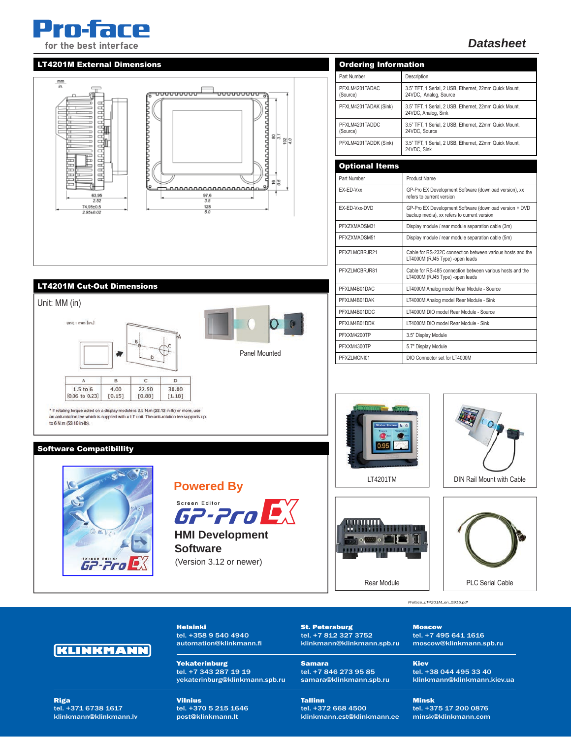Pro-face
for the best interface

Datasheet

## LT4201M External Dimensions

mm
in.

63.95
2.52
74.95±0.5
2.95±0.02
97.6
3.8
128
5.0
80
3.1
102
4.0
16
0.6

## LT4201M Cut-Out Dimensions

Unit: MM (in)

Unit : mm [in.]

| A | B | C | D |
|---|---|---|---|
| 1.5 to 6 [0.06 to 0.23] | 4.00 [0.15] | 22.50 [0.88] | 30.00 [1.18] |

* If rotating torque acted on a display module is 2.5 N.m (22.12 in-lb) or more, use an anti-rotation tee which is supplied with a LT unit. The anti-rotation tee supports up to 6 N.m (53.10 in-lb).

Panel Mounted

## Software Compatibillity

**Powered By**

Screen Editor GP-Pro EX

**HMI Development Software**

(Version 3.12 or newer)

## Ordering Information

| Part Number | Description |
|---|---|
| PFXLM4201TADAC (Source) | 3.5" TFT, 1 Serial, 2 USB, Ethernet, 22mm Quick Mount, 24VDC, Analog, Source |
| PFXLM4201TADAK (Sink) | 3.5" TFT, 1 Serial, 2 USB, Ethernet, 22mm Quick Mount, 24VDC, Analog, Sink |
| PFXLM4201TADDC (Source) | 3.5" TFT, 1 Serial, 2 USB, Ethernet, 22mm Quick Mount, 24VDC, Source |
| PFXLM4201TADDK (Sink) | 3.5" TFT, 1 Serial, 2 USB, Ethernet, 22mm Quick Mount, 24VDC, Sink |

## Optional Items

| Part Number | Product Name |
|---|---|
| EX-ED-Vxx | GP-Pro EX Development Software (download version), xx refers to current version |
| EX-ED-Vxx-DVD | GP-Pro EX Development Software (download version + DVD backup media), xx refers to current version |
| PFXZXMADSM31 | Display module / rear module separation cable (3m) |
| PFXZXMADSM51 | Display module / rear module separation cable (5m) |
| PFXZLMCBRJR21 | Cable for RS-232C connection between various hosts and the LT4000M (RJ45 Type) -open leads |
| PFXZLMCBRJR81 | Cable for RS-485 connection between various hosts and the LT4000M (RJ45 Type) -open leads |
| PFXLM4B01DAC | LT4000M Analog model Rear Module - Source |
| PFXLM4B01DAK | LT4000M Analog model Rear Module - Sink |
| PFXLM4B01DDC | LT4000M DIO model Rear Module - Source |
| PFXLM4B01DDK | LT4000M DIO model Rear Module - Sink |
| PFXXM4200TP | 3.5" Display Module |
| PFXXM4300TP | 5.7" Display Module |
| PFXZLMCNI01 | DIO Connector set for LT4000M |

LT4201TM

DIN Rail Mount with Cable

Rear Module

PLC Serial Cable

Proface_LT4201M_en_0915.pdf

KLINKMANN

**Helsinki**
tel. +358 9 540 4940
automation@klinkmann.fi

**St. Petersburg**
tel. +7 812 327 3752
klinkmann@klinkmann.spb.ru

**Moscow**
tel. +7 495 641 1616
moscow@klinkmann.spb.ru

**Yekaterinburg**
tel. +7 343 287 19 19
yekaterinburg@klinkmann.spb.ru

**Samara**
tel. +7 846 273 95 85
samara@klinkmann.spb.ru

**Kiev**
tel. +38 044 495 33 40
klinkmann@klinkmann.kiev.ua

**Riga**
tel. +371 6738 1617
klinkmann@klinkmann.lv

**Vilnius**
tel. +370 5 215 1646
post@klinkmann.lt

**Tallinn**
tel. +372 668 4500
klinkmann.est@klinkmann.ee

**Minsk**
tel. +375 17 200 0876
minsk@klinkmann.com